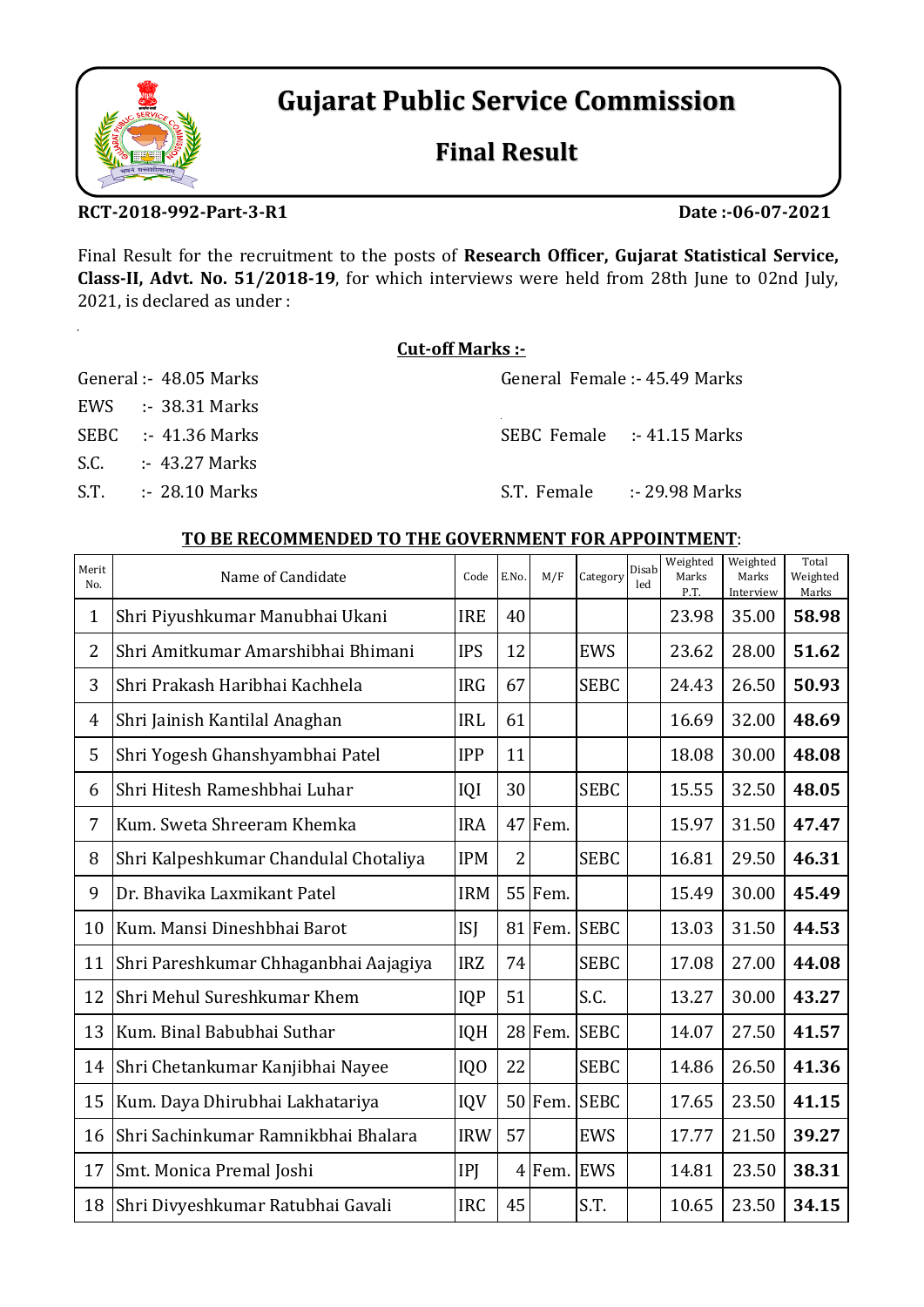# Gujarat Public Service Commission

## Final Result

**RCT-2018-992-Part-3-R1** **Date :-06-07-2021**

Final Result for the recruitment to the posts of **Research Officer, Gujarat Statistical Service, Class-II, Advt. No. 51/2018-19**, for which interviews were held from 28th June to 02nd July, 2021, is declared as under :

**Cut-off Marks :-**

General :- 48.05 Marks
EWS :- 38.31 Marks
SEBC :- 41.36 Marks
S.C. :- 43.27 Marks
S.T. :- 28.10 Marks

General Female :- 45.49 Marks
SEBC Female :- 41.15 Marks
S.T. Female :- 29.98 Marks

**TO BE RECOMMENDED TO THE GOVERNMENT FOR APPOINTMENT**:

| Merit No. | Name of Candidate | Code | E.No. | M/F | Category | Disabled | Weighted Marks P.T. | Weighted Marks Interview | Total Weighted Marks |
|---|---|---|---|---|---|---|---|---|---|
| 1 | Shri Piyushkumar Manubhai Ukani | IRE | 40 | | | | 23.98 | 35.00 | **58.98** |
| 2 | Shri Amitkumar Amarshibhai Bhimani | IPS | 12 | | EWS | | 23.62 | 28.00 | **51.62** |
| 3 | Shri Prakash Haribhai Kachhela | IRG | 67 | | SEBC | | 24.43 | 26.50 | **50.93** |
| 4 | Shri Jainish Kantilal Anaghan | IRL | 61 | | | | 16.69 | 32.00 | **48.69** |
| 5 | Shri Yogesh Ghanshyambhai Patel | IPP | 11 | | | | 18.08 | 30.00 | **48.08** |
| 6 | Shri Hitesh Rameshbhai Luhar | IQI | 30 | | SEBC | | 15.55 | 32.50 | **48.05** |
| 7 | Kum. Sweta Shreeram Khemka | IRA | 47 | Fem. | | | 15.97 | 31.50 | **47.47** |
| 8 | Shri Kalpeshkumar Chandulal Chotaliya | IPM | 2 | | SEBC | | 16.81 | 29.50 | **46.31** |
| 9 | Dr. Bhavika Laxmikant Patel | IRM | 55 | Fem. | | | 15.49 | 30.00 | **45.49** |
| 10 | Kum. Mansi Dineshbhai Barot | ISJ | 81 | Fem. | SEBC | | 13.03 | 31.50 | **44.53** |
| 11 | Shri Pareshkumar Chhaganbhai Aajagiya | IRZ | 74 | | SEBC | | 17.08 | 27.00 | **44.08** |
| 12 | Shri Mehul Sureshkumar Khem | IQP | 51 | | S.C. | | 13.27 | 30.00 | **43.27** |
| 13 | Kum. Binal Babubhai Suthar | IQH | 28 | Fem. | SEBC | | 14.07 | 27.50 | **41.57** |
| 14 | Shri Chetankumar Kanjibhai Nayee | IQO | 22 | | SEBC | | 14.86 | 26.50 | **41.36** |
| 15 | Kum. Daya Dhirubhai Lakhatariya | IQV | 50 | Fem. | SEBC | | 17.65 | 23.50 | **41.15** |
| 16 | Shri Sachinkumar Ramnikbhai Bhalara | IRW | 57 | | EWS | | 17.77 | 21.50 | **39.27** |
| 17 | Smt. Monica Premal Joshi | IPJ | 4 | Fem. | EWS | | 14.81 | 23.50 | **38.31** |
| 18 | Shri Divyeshkumar Ratubhai Gavali | IRC | 45 | | S.T. | | 10.65 | 23.50 | **34.15** |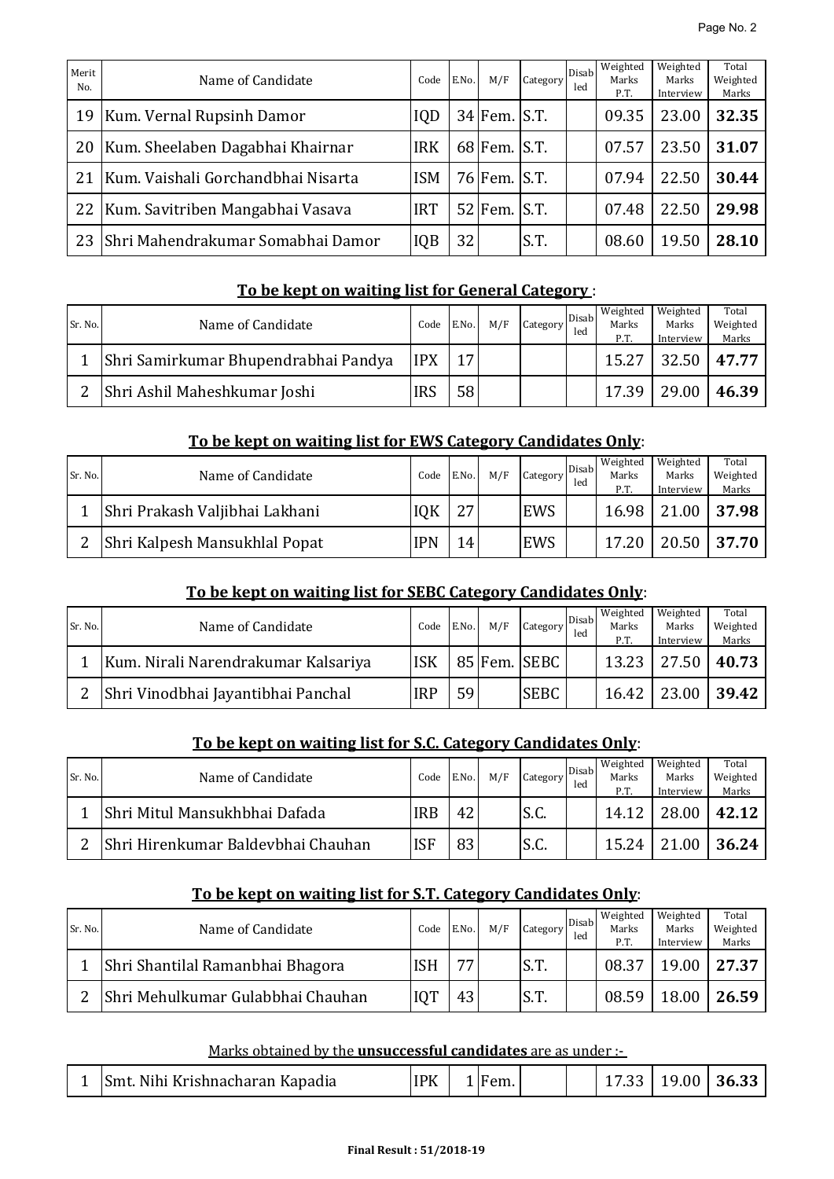| Merit No. | Name of Candidate | Code | E.No. | M/F | Category | Disabled | Weighted Marks P.T. | Weighted Marks Interview | Total Weighted Marks |
|---|---|---|---|---|---|---|---|---|---|
| 19 | Kum. Vernal Rupsinh Damor | IQD | 34 | Fem. | S.T. | | 09.35 | 23.00 | **32.35** |
| 20 | Kum. Sheelaben Dagabhai Khairnar | IRK | 68 | Fem. | S.T. | | 07.57 | 23.50 | **31.07** |
| 21 | Kum. Vaishali Gorchandbhai Nisarta | ISM | 76 | Fem. | S.T. | | 07.94 | 22.50 | **30.44** |
| 22 | Kum. Savitriben Mangabhai Vasava | IRT | 52 | Fem. | S.T. | | 07.48 | 22.50 | **29.98** |
| 23 | Shri Mahendrakumar Somabhai Damor | IQB | 32 | | S.T. | | 08.60 | 19.50 | **28.10** |

**To be kept on waiting list for General Category** :

| Sr. No. | Name of Candidate | Code | E.No. | M/F | Category | Disabled | Weighted Marks P.T. | Weighted Marks Interview | Total Weighted Marks |
|---|---|---|---|---|---|---|---|---|---|
| 1 | Shri Samirkumar Bhupendrabhai Pandya | IPX | 17 | | | | 15.27 | 32.50 | **47.77** |
| 2 | Shri Ashil Maheshkumar Joshi | IRS | 58 | | | | 17.39 | 29.00 | **46.39** |

**To be kept on waiting list for EWS Category Candidates Only**:

| Sr. No. | Name of Candidate | Code | E.No. | M/F | Category | Disabled | Weighted Marks P.T. | Weighted Marks Interview | Total Weighted Marks |
|---|---|---|---|---|---|---|---|---|---|
| 1 | Shri Prakash Valjibhai Lakhani | IQK | 27 | | EWS | | 16.98 | 21.00 | **37.98** |
| 2 | Shri Kalpesh Mansukhlal Popat | IPN | 14 | | EWS | | 17.20 | 20.50 | **37.70** |

**To be kept on waiting list for SEBC Category Candidates Only**:

| Sr. No. | Name of Candidate | Code | E.No. | M/F | Category | Disabled | Weighted Marks P.T. | Weighted Marks Interview | Total Weighted Marks |
|---|---|---|---|---|---|---|---|---|---|
| 1 | Kum. Nirali Narendrakumar Kalsariya | ISK | 85 | Fem. | SEBC | | 13.23 | 27.50 | **40.73** |
| 2 | Shri Vinodbhai Jayantibhai Panchal | IRP | 59 | | SEBC | | 16.42 | 23.00 | **39.42** |

**To be kept on waiting list for S.C. Category Candidates Only**:

| Sr. No. | Name of Candidate | Code | E.No. | M/F | Category | Disabled | Weighted Marks P.T. | Weighted Marks Interview | Total Weighted Marks |
|---|---|---|---|---|---|---|---|---|---|
| 1 | Shri Mitul Mansukhbhai Dafada | IRB | 42 | | S.C. | | 14.12 | 28.00 | **42.12** |
| 2 | Shri Hirenkumar Baldevbhai Chauhan | ISF | 83 | | S.C. | | 15.24 | 21.00 | **36.24** |

**To be kept on waiting list for S.T. Category Candidates Only**:

| Sr. No. | Name of Candidate | Code | E.No. | M/F | Category | Disabled | Weighted Marks P.T. | Weighted Marks Interview | Total Weighted Marks |
|---|---|---|---|---|---|---|---|---|---|
| 1 | Shri Shantilal Ramanbhai Bhagora | ISH | 77 | | S.T. | | 08.37 | 19.00 | **27.37** |
| 2 | Shri Mehulkumar Gulabbhai Chauhan | IQT | 43 | | S.T. | | 08.59 | 18.00 | **26.59** |

Marks obtained by the **unsuccessful candidates** are as under :-

| Sr. No. | Name of Candidate | Code | E.No. | M/F | Category | Disabled | Weighted Marks P.T. | Weighted Marks Interview | Total Weighted Marks |
|---|---|---|---|---|---|---|---|---|---|
| 1 | Smt. Nihi Krishnacharan Kapadia | IPK | 1 | Fem. | | | 17.33 | 19.00 | **36.33** |

**Final Result : 51/2018-19**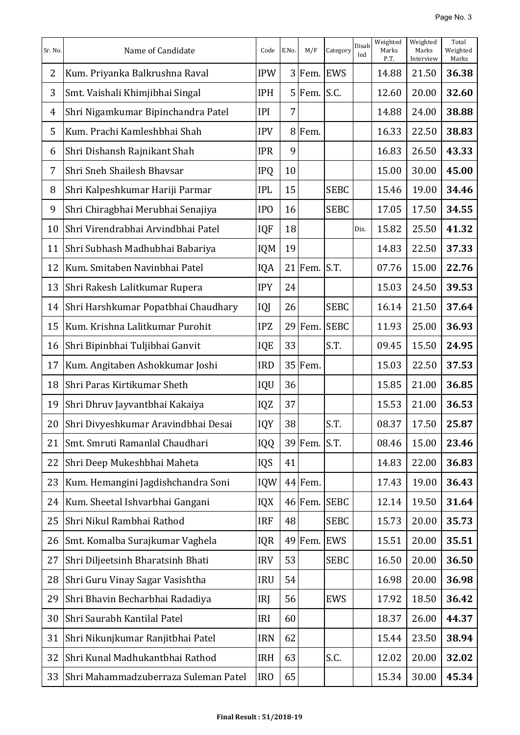| Sr. No. | Name of Candidate | Code | E.No. | M/F | Category | Disabled | Weighted Marks P.T. | Weighted Marks Interview | Total Weighted Marks |
|---|---|---|---|---|---|---|---|---|---|
| 2 | Kum. Priyanka Balkrushna Raval | IPW | 3 | Fem. | EWS | | 14.88 | 21.50 | **36.38** |
| 3 | Smt. Vaishali Khimjibhai Singal | IPH | 5 | Fem. | S.C. | | 12.60 | 20.00 | **32.60** |
| 4 | Shri Nigamkumar Bipinchandra Patel | IPI | 7 | | | | 14.88 | 24.00 | **38.88** |
| 5 | Kum. Prachi Kamleshbhai Shah | IPV | 8 | Fem. | | | 16.33 | 22.50 | **38.83** |
| 6 | Shri Dishansh Rajnikant Shah | IPR | 9 | | | | 16.83 | 26.50 | **43.33** |
| 7 | Shri Sneh Shailesh Bhavsar | IPQ | 10 | | | | 15.00 | 30.00 | **45.00** |
| 8 | Shri Kalpeshkumar Hariji Parmar | IPL | 15 | | SEBC | | 15.46 | 19.00 | **34.46** |
| 9 | Shri Chiragbhai Merubhai Senajiya | IPO | 16 | | SEBC | | 17.05 | 17.50 | **34.55** |
| 10 | Shri Virendrabhai Arvindbhai Patel | IQF | 18 | | | Dis. | 15.82 | 25.50 | **41.32** |
| 11 | Shri Subhash Madhubhai Babariya | IQM | 19 | | | | 14.83 | 22.50 | **37.33** |
| 12 | Kum. Smitaben Navinbhai Patel | IQA | 21 | Fem. | S.T. | | 07.76 | 15.00 | **22.76** |
| 13 | Shri Rakesh Lalitkumar Rupera | IPY | 24 | | | | 15.03 | 24.50 | **39.53** |
| 14 | Shri Harshkumar Popatbhai Chaudhary | IQJ | 26 | | SEBC | | 16.14 | 21.50 | **37.64** |
| 15 | Kum. Krishna Lalitkumar Purohit | IPZ | 29 | Fem. | SEBC | | 11.93 | 25.00 | **36.93** |
| 16 | Shri Bipinbhai Tuljibhai Ganvit | IQE | 33 | | S.T. | | 09.45 | 15.50 | **24.95** |
| 17 | Kum. Angitaben Ashokkumar Joshi | IRD | 35 | Fem. | | | 15.03 | 22.50 | **37.53** |
| 18 | Shri Paras Kirtikumar Sheth | IQU | 36 | | | | 15.85 | 21.00 | **36.85** |
| 19 | Shri Dhruv Jayvantbhai Kakaiya | IQZ | 37 | | | | 15.53 | 21.00 | **36.53** |
| 20 | Shri Divyeshkumar Aravindbhai Desai | IQY | 38 | | S.T. | | 08.37 | 17.50 | **25.87** |
| 21 | Smt. Smruti Ramanlal Chaudhari | IQQ | 39 | Fem. | S.T. | | 08.46 | 15.00 | **23.46** |
| 22 | Shri Deep Mukeshbhai Maheta | IQS | 41 | | | | 14.83 | 22.00 | **36.83** |
| 23 | Kum. Hemangini Jagdishchandra Soni | IQW | 44 | Fem. | | | 17.43 | 19.00 | **36.43** |
| 24 | Kum. Sheetal Ishvarbhai Gangani | IQX | 46 | Fem. | SEBC | | 12.14 | 19.50 | **31.64** |
| 25 | Shri Nikul Rambhai Rathod | IRF | 48 | | SEBC | | 15.73 | 20.00 | **35.73** |
| 26 | Smt. Komalba Surajkumar Vaghela | IQR | 49 | Fem. | EWS | | 15.51 | 20.00 | **35.51** |
| 27 | Shri Diljeetsinh Bharatsinh Bhati | IRV | 53 | | SEBC | | 16.50 | 20.00 | **36.50** |
| 28 | Shri Guru Vinay Sagar Vasishtha | IRU | 54 | | | | 16.98 | 20.00 | **36.98** |
| 29 | Shri Bhavin Becharbhai Radadiya | IRJ | 56 | | EWS | | 17.92 | 18.50 | **36.42** |
| 30 | Shri Saurabh Kantilal Patel | IRI | 60 | | | | 18.37 | 26.00 | **44.37** |
| 31 | Shri Nikunjkumar Ranjitbhai Patel | IRN | 62 | | | | 15.44 | 23.50 | **38.94** |
| 32 | Shri Kunal Madhukantbhai Rathod | IRH | 63 | | S.C. | | 12.02 | 20.00 | **32.02** |
| 33 | Shri Mahammadzuberraza Suleman Patel | IRO | 65 | | | | 15.34 | 30.00 | **45.34** |

**Final Result : 51/2018-19**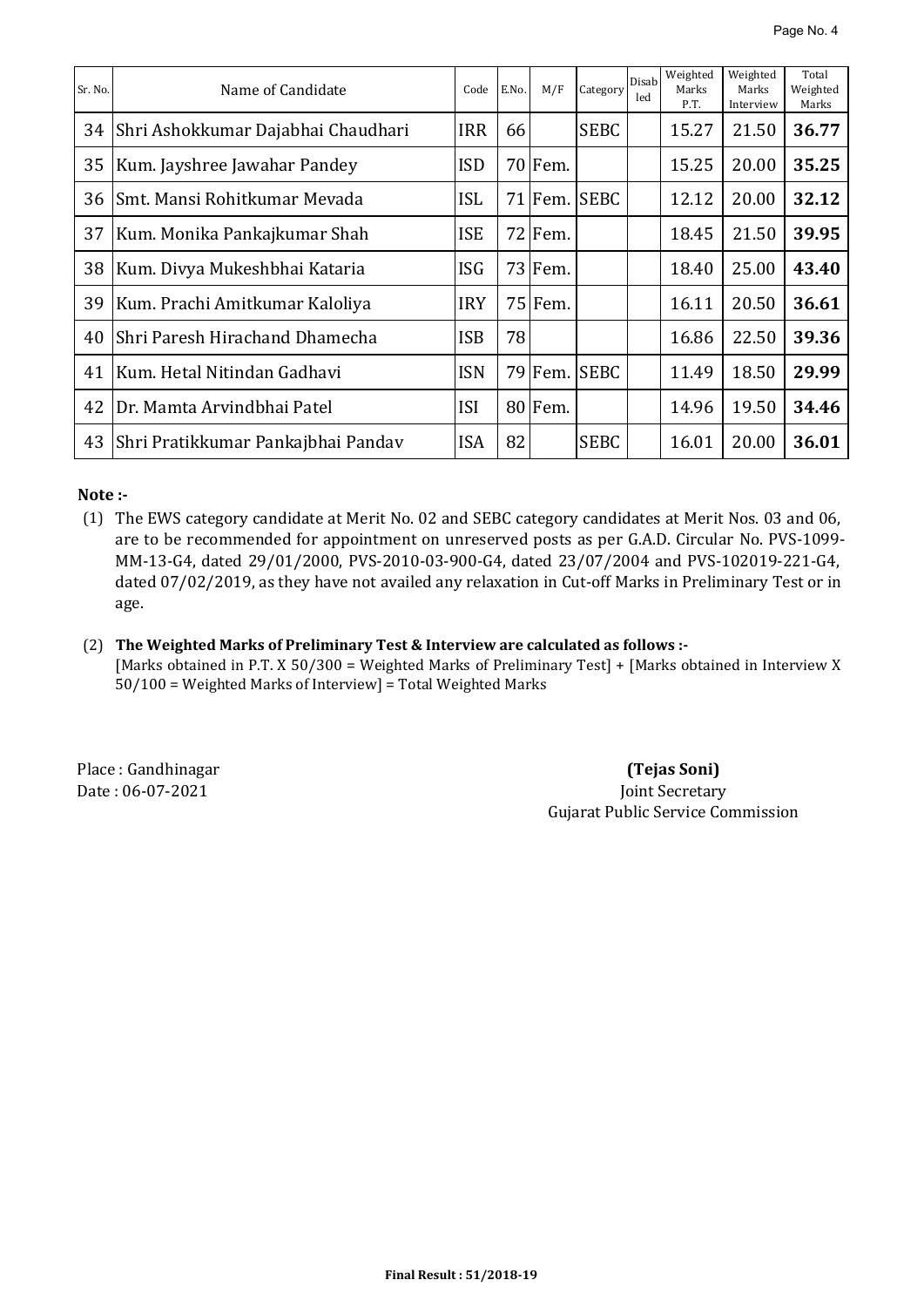| Sr. No. | Name of Candidate | Code | E.No. | M/F | Category | Disabled | Weighted Marks P.T. | Weighted Marks Interview | Total Weighted Marks |
|---|---|---|---|---|---|---|---|---|---|
| 34 | Shri Ashokkumar Dajabhai Chaudhari | IRR | 66 | | SEBC | | 15.27 | 21.50 | **36.77** |
| 35 | Kum. Jayshree Jawahar Pandey | ISD | 70 | Fem. | | | 15.25 | 20.00 | **35.25** |
| 36 | Smt. Mansi Rohitkumar Mevada | ISL | 71 | Fem. | SEBC | | 12.12 | 20.00 | **32.12** |
| 37 | Kum. Monika Pankajkumar Shah | ISE | 72 | Fem. | | | 18.45 | 21.50 | **39.95** |
| 38 | Kum. Divya Mukeshbhai Kataria | ISG | 73 | Fem. | | | 18.40 | 25.00 | **43.40** |
| 39 | Kum. Prachi Amitkumar Kaloliya | IRY | 75 | Fem. | | | 16.11 | 20.50 | **36.61** |
| 40 | Shri Paresh Hirachand Dhamecha | ISB | 78 | | | | 16.86 | 22.50 | **39.36** |
| 41 | Kum. Hetal Nitindan Gadhavi | ISN | 79 | Fem. | SEBC | | 11.49 | 18.50 | **29.99** |
| 42 | Dr. Mamta Arvindbhai Patel | ISI | 80 | Fem. | | | 14.96 | 19.50 | **34.46** |
| 43 | Shri Pratikkumar Pankajbhai Pandav | ISA | 82 | | SEBC | | 16.01 | 20.00 | **36.01** |

**Note :-**

(1) The EWS category candidate at Merit No. 02 and SEBC category candidates at Merit Nos. 03 and 06, are to be recommended for appointment on unreserved posts as per G.A.D. Circular No. PVS-1099-MM-13-G4, dated 29/01/2000, PVS-2010-03-900-G4, dated 23/07/2004 and PVS-102019-221-G4, dated 07/02/2019, as they have not availed any relaxation in Cut-off Marks in Preliminary Test or in age.

(2) **The Weighted Marks of Preliminary Test & Interview are calculated as follows :-**
[Marks obtained in P.T. X 50/300 = Weighted Marks of Preliminary Test] + [Marks obtained in Interview X 50/100 = Weighted Marks of Interview] = Total Weighted Marks

Place : Gandhinagar
Date : 06-07-2021

**(Tejas Soni)**
Joint Secretary
Gujarat Public Service Commission

**Final Result : 51/2018-19**